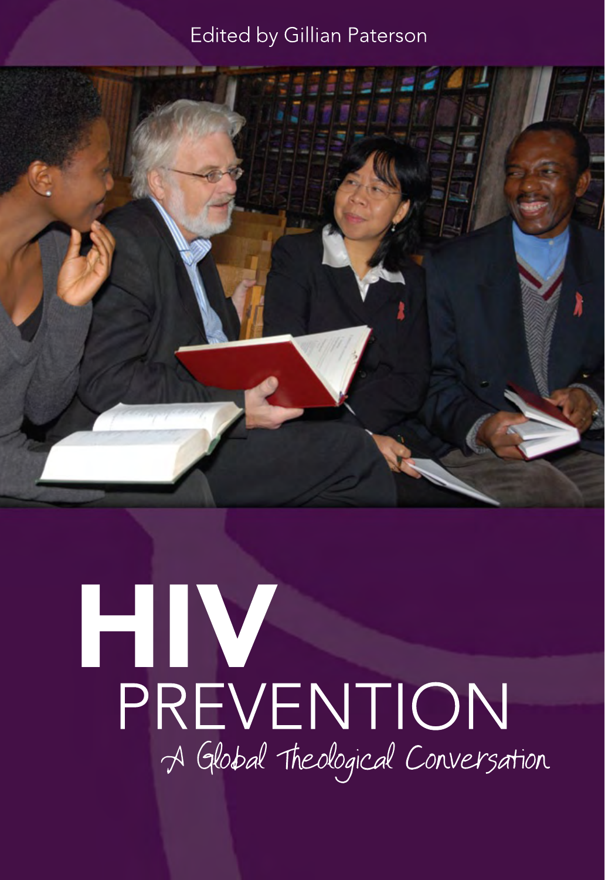Edited by Gillian Paterson

# HIV PREVENTION

## A Global Theological Conversation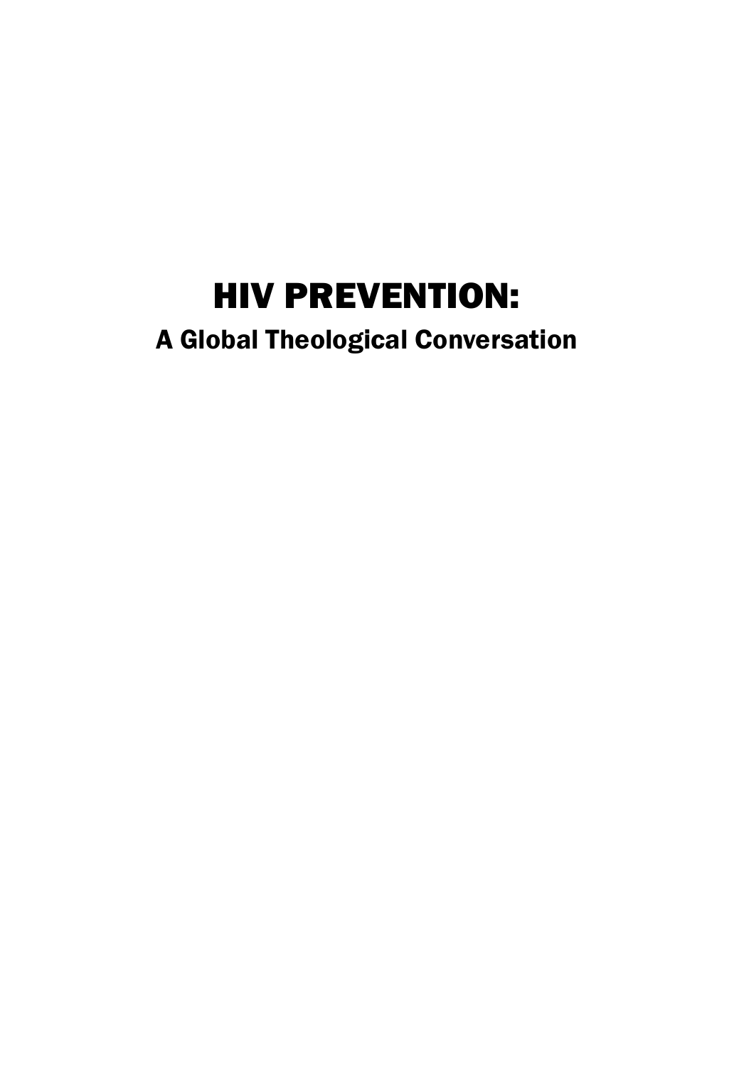# HIV PREVENTION:

A Global Theological Conversation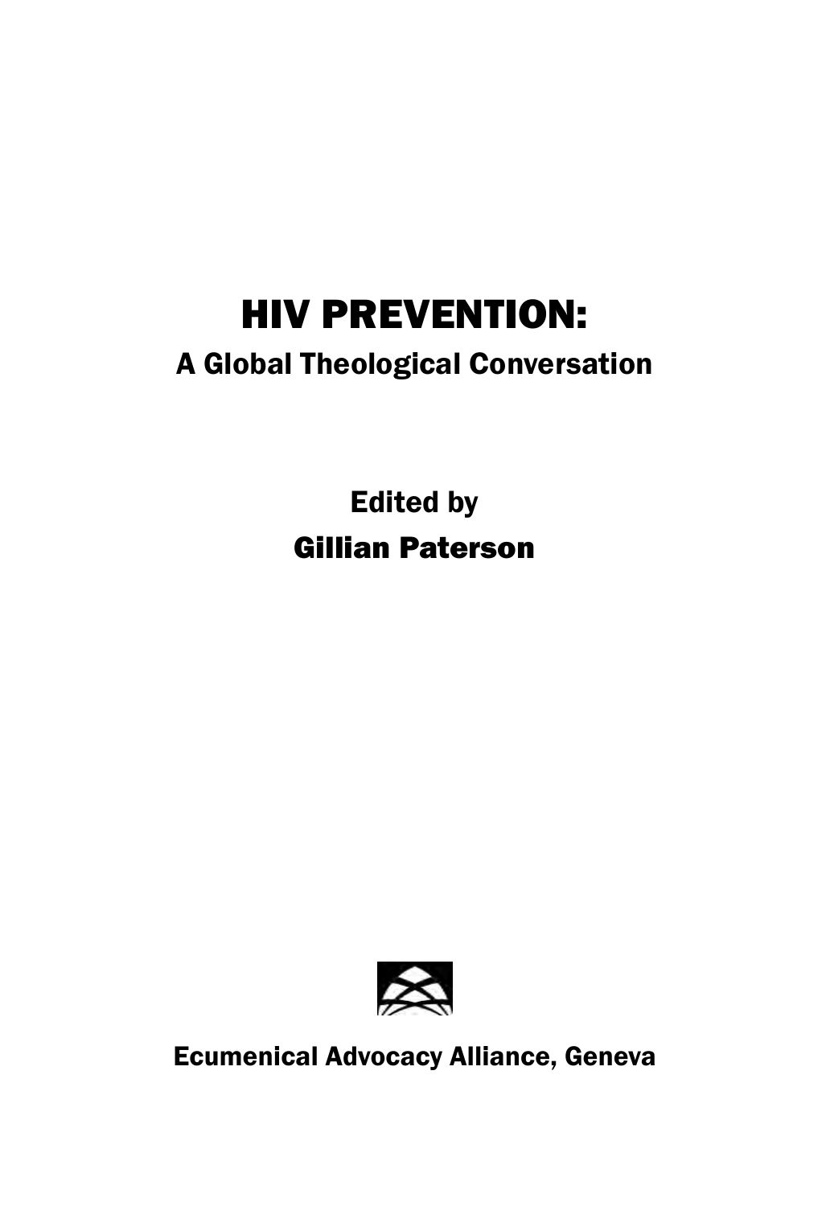# HIV PREVENTION:

## A Global Theological Conversation

**Edited by**

**Gillian Paterson**

Ecumenical Advocacy Alliance, Geneva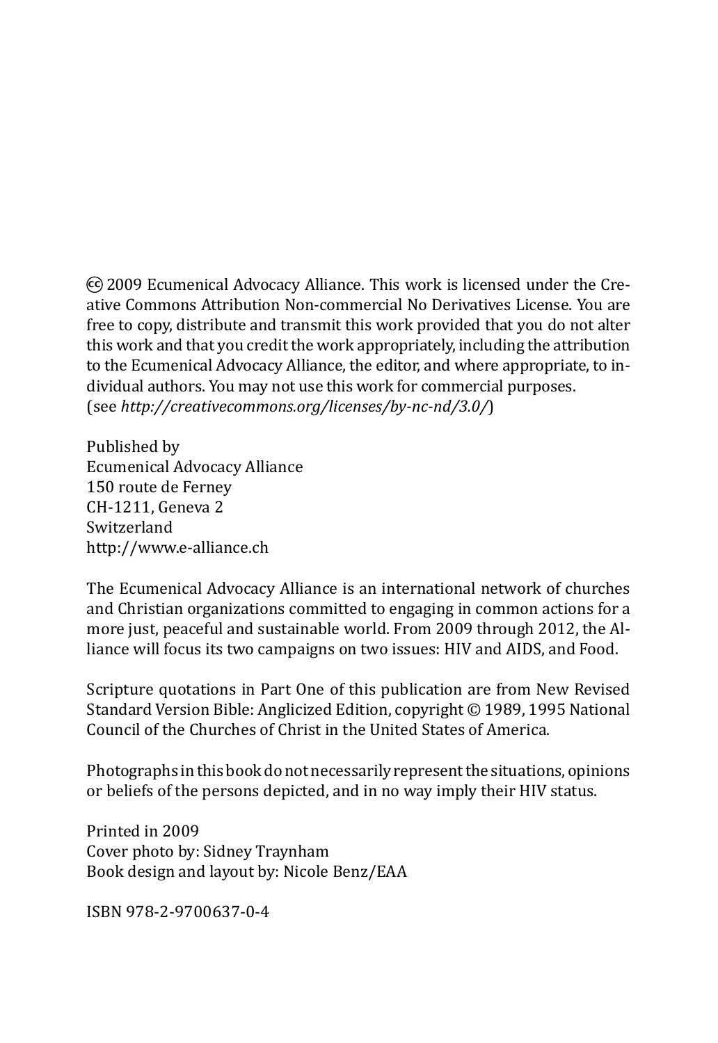🅭 2009 Ecumenical Advocacy Alliance. This work is licensed under the Creative Commons Attribution Non-commercial No Derivatives License. You are free to copy, distribute and transmit this work provided that you do not alter this work and that you credit the work appropriately, including the attribution to the Ecumenical Advocacy Alliance, the editor, and where appropriate, to individual authors. You may not use this work for commercial purposes.
(see *http://creativecommons.org/licenses/by-nc-nd/3.0/*)

Published by
Ecumenical Advocacy Alliance
150 route de Ferney
CH-1211, Geneva 2
Switzerland
http://www.e-alliance.ch

The Ecumenical Advocacy Alliance is an international network of churches and Christian organizations committed to engaging in common actions for a more just, peaceful and sustainable world. From 2009 through 2012, the Alliance will focus its two campaigns on two issues: HIV and AIDS, and Food.

Scripture quotations in Part One of this publication are from New Revised Standard Version Bible: Anglicized Edition, copyright © 1989, 1995 National Council of the Churches of Christ in the United States of America.

Photographs in this book do not necessarily represent the situations, opinions or beliefs of the persons depicted, and in no way imply their HIV status.

Printed in 2009
Cover photo by: Sidney Traynham
Book design and layout by: Nicole Benz/EAA

ISBN 978-2-9700637-0-4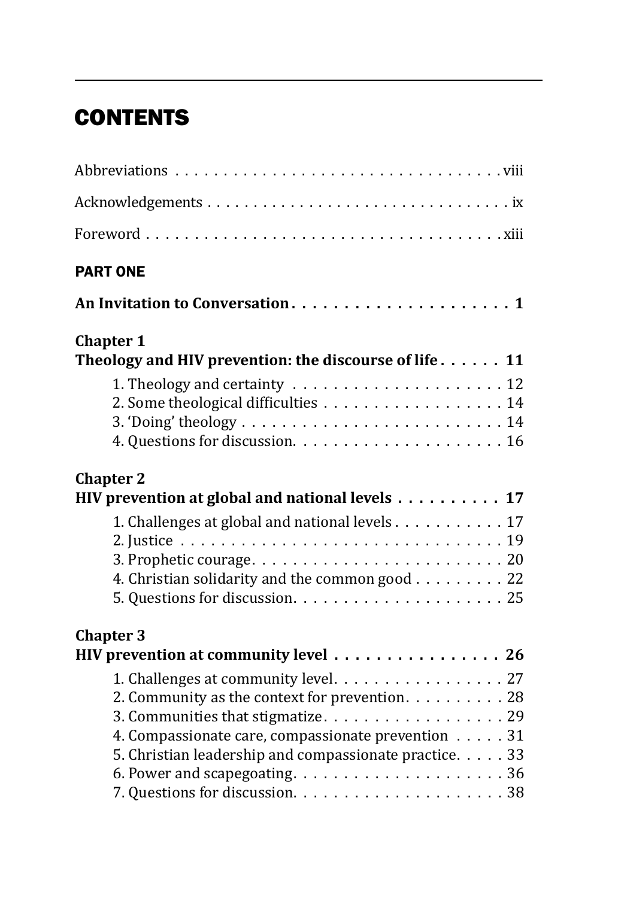# CONTENTS

Abbreviations . . . . . . . . . . . . . . . . . . . . . . . . . . . . . . . . . . viii

Acknowledgements . . . . . . . . . . . . . . . . . . . . . . . . . . . . . . . . ix

Foreword . . . . . . . . . . . . . . . . . . . . . . . . . . . . . . . . . . . . . xiii

## PART ONE

**An Invitation to Conversation . . . . . . . . . . . . . . . . . . . . . 1**

**Chapter 1**
**Theology and HIV prevention: the discourse of life . . . . . . 11**

1. Theology and certainty . . . . . . . . . . . . . . . . . . . . . 12
2. Some theological difficulties . . . . . . . . . . . . . . . . . . 14
3. 'Doing' theology . . . . . . . . . . . . . . . . . . . . . . . . . 14
4. Questions for discussion. . . . . . . . . . . . . . . . . . . . . 16

**Chapter 2**
**HIV prevention at global and national levels . . . . . . . . . . 17**

1. Challenges at global and national levels . . . . . . . . . . . 17
2. Justice . . . . . . . . . . . . . . . . . . . . . . . . . . . . . . . . 19
3. Prophetic courage. . . . . . . . . . . . . . . . . . . . . . . . . 20
4. Christian solidarity and the common good . . . . . . . . . 22
5. Questions for discussion. . . . . . . . . . . . . . . . . . . . . 25

**Chapter 3**
**HIV prevention at community level . . . . . . . . . . . . . . . . 26**

1. Challenges at community level. . . . . . . . . . . . . . . . . 27
2. Community as the context for prevention. . . . . . . . . . 28
3. Communities that stigmatize. . . . . . . . . . . . . . . . . . 29
4. Compassionate care, compassionate prevention . . . . . 31
5. Christian leadership and compassionate practice. . . . . 33
6. Power and scapegoating. . . . . . . . . . . . . . . . . . . . . 36
7. Questions for discussion. . . . . . . . . . . . . . . . . . . . . 38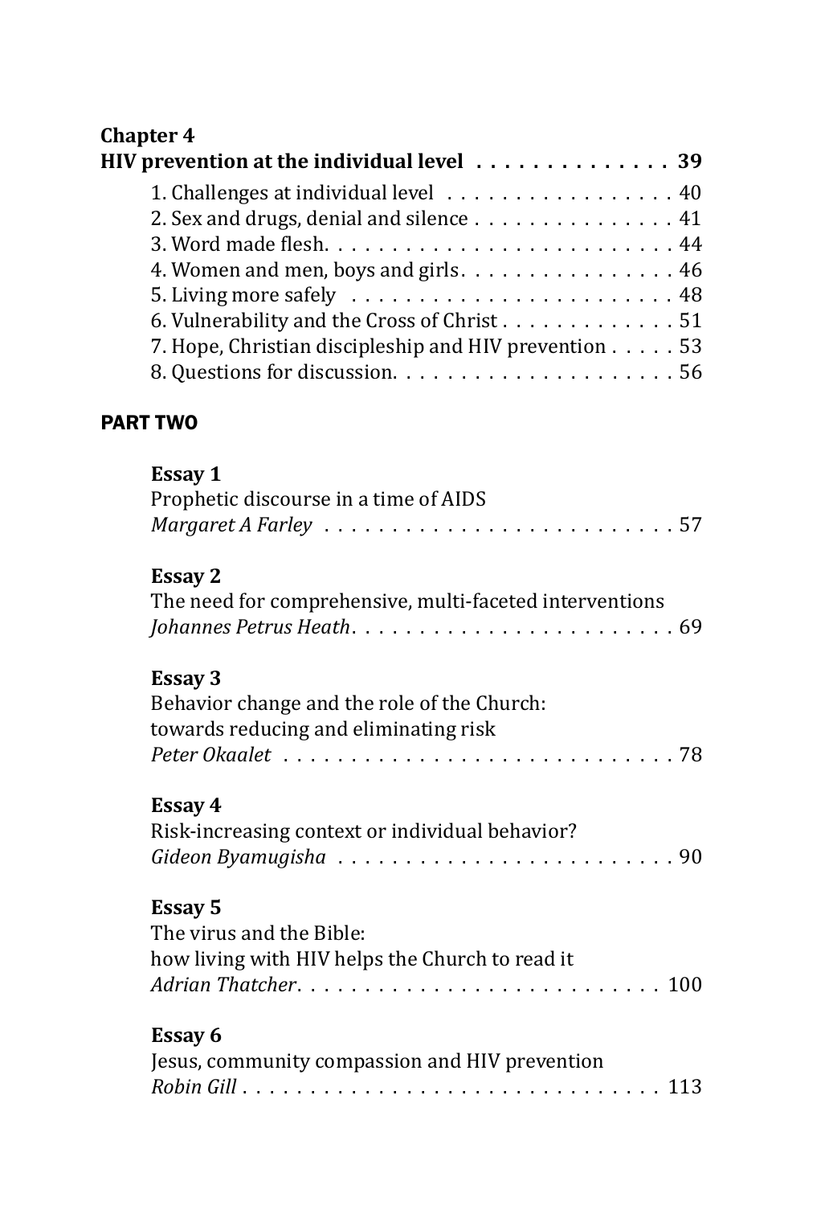**Chapter 4**
**HIV prevention at the individual level . . . . . . . . . . . . . . 39**

1. Challenges at individual level . . . . . . . . . . . . . . . . . . 40
2. Sex and drugs, denial and silence . . . . . . . . . . . . . . . . 41
3. Word made flesh. . . . . . . . . . . . . . . . . . . . . . . . . . . 44
4. Women and men, boys and girls. . . . . . . . . . . . . . . . 46
5. Living more safely . . . . . . . . . . . . . . . . . . . . . . . . 48
6. Vulnerability and the Cross of Christ . . . . . . . . . . . . . 51
7. Hope, Christian discipleship and HIV prevention . . . . . 53
8. Questions for discussion. . . . . . . . . . . . . . . . . . . . . 56

**PART TWO**

**Essay 1**
Prophetic discourse in a time of AIDS
*Margaret A Farley* . . . . . . . . . . . . . . . . . . . . . . . . . . 57

**Essay 2**
The need for comprehensive, multi-faceted interventions
*Johannes Petrus Heath*. . . . . . . . . . . . . . . . . . . . . . . . 69

**Essay 3**
Behavior change and the role of the Church:
towards reducing and eliminating risk
*Peter Okaalet* . . . . . . . . . . . . . . . . . . . . . . . . . . . . . 78

**Essay 4**
Risk-increasing context or individual behavior?
*Gideon Byamugisha* . . . . . . . . . . . . . . . . . . . . . . . . . 90

**Essay 5**
The virus and the Bible:
how living with HIV helps the Church to read it
*Adrian Thatcher*. . . . . . . . . . . . . . . . . . . . . . . . . . . . 100

**Essay 6**
Jesus, community compassion and HIV prevention
*Robin Gill* . . . . . . . . . . . . . . . . . . . . . . . . . . . . . . . 113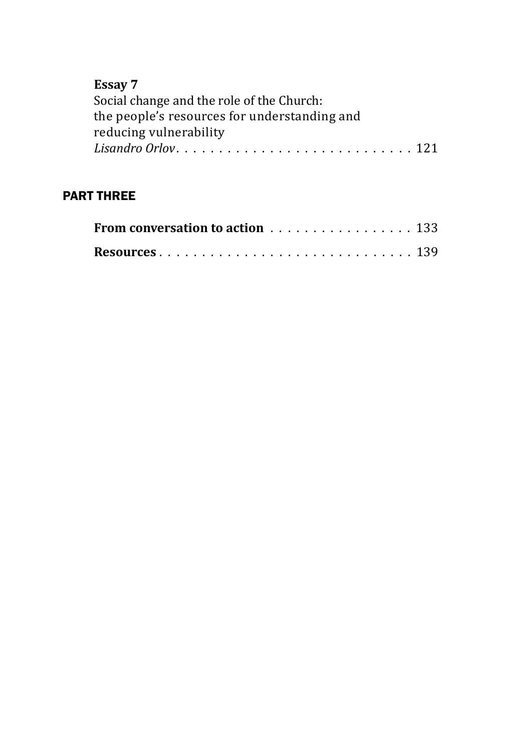**Essay 7**
Social change and the role of the Church:
the people's resources for understanding and
reducing vulnerability
*Lisandro Orlov* . . . . . . . . . . . . . . . . . . . . . . . . . . . . 121

## PART THREE

**From conversation to action** . . . . . . . . . . . . . . . . . 133

**Resources** . . . . . . . . . . . . . . . . . . . . . . . . . . . . . . 139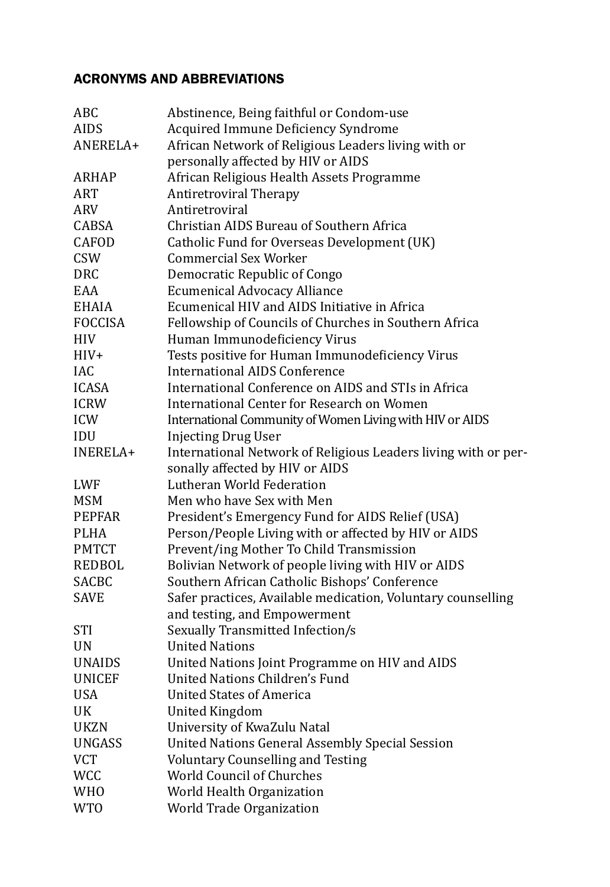## ACRONYMS AND ABBREVIATIONS

| | |
|---|---|
| ABC | Abstinence, Being faithful or Condom-use |
| AIDS | Acquired Immune Deficiency Syndrome |
| ANERELA+ | African Network of Religious Leaders living with or personally affected by HIV or AIDS |
| ARHAP | African Religious Health Assets Programme |
| ART | Antiretroviral Therapy |
| ARV | Antiretroviral |
| CABSA | Christian AIDS Bureau of Southern Africa |
| CAFOD | Catholic Fund for Overseas Development (UK) |
| CSW | Commercial Sex Worker |
| DRC | Democratic Republic of Congo |
| EAA | Ecumenical Advocacy Alliance |
| EHAIA | Ecumenical HIV and AIDS Initiative in Africa |
| FOCCISA | Fellowship of Councils of Churches in Southern Africa |
| HIV | Human Immunodeficiency Virus |
| HIV+ | Tests positive for Human Immunodeficiency Virus |
| IAC | International AIDS Conference |
| ICASA | International Conference on AIDS and STIs in Africa |
| ICRW | International Center for Research on Women |
| ICW | International Community of Women Living with HIV or AIDS |
| IDU | Injecting Drug User |
| INERELA+ | International Network of Religious Leaders living with or personally affected by HIV or AIDS |
| LWF | Lutheran World Federation |
| MSM | Men who have Sex with Men |
| PEPFAR | President's Emergency Fund for AIDS Relief (USA) |
| PLHA | Person/People Living with or affected by HIV or AIDS |
| PMTCT | Prevent/ing Mother To Child Transmission |
| REDBOL | Bolivian Network of people living with HIV or AIDS |
| SACBC | Southern African Catholic Bishops' Conference |
| SAVE | Safer practices, Available medication, Voluntary counselling and testing, and Empowerment |
| STI | Sexually Transmitted Infection/s |
| UN | United Nations |
| UNAIDS | United Nations Joint Programme on HIV and AIDS |
| UNICEF | United Nations Children's Fund |
| USA | United States of America |
| UK | United Kingdom |
| UKZN | University of KwaZulu Natal |
| UNGASS | United Nations General Assembly Special Session |
| VCT | Voluntary Counselling and Testing |
| WCC | World Council of Churches |
| WHO | World Health Organization |
| WTO | World Trade Organization |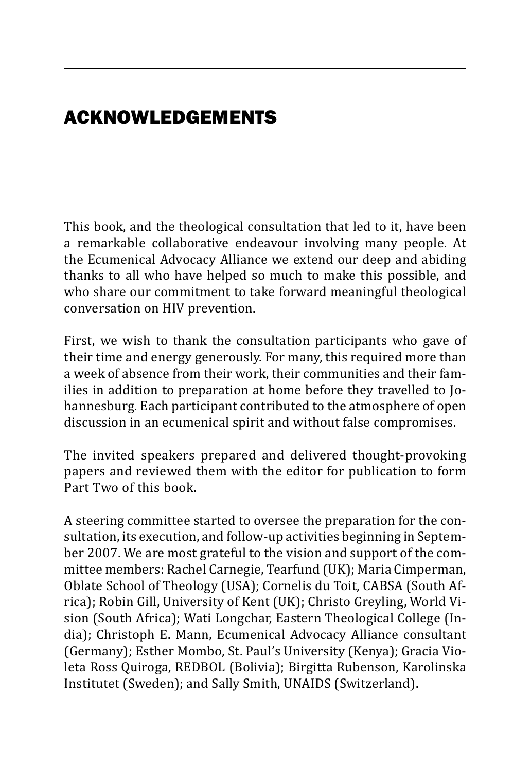# ACKNOWLEDGEMENTS

This book, and the theological consultation that led to it, have been a remarkable collaborative endeavour involving many people. At the Ecumenical Advocacy Alliance we extend our deep and abiding thanks to all who have helped so much to make this possible, and who share our commitment to take forward meaningful theological conversation on HIV prevention.

First, we wish to thank the consultation participants who gave of their time and energy generously. For many, this required more than a week of absence from their work, their communities and their families in addition to preparation at home before they travelled to Johannesburg. Each participant contributed to the atmosphere of open discussion in an ecumenical spirit and without false compromises.

The invited speakers prepared and delivered thought-provoking papers and reviewed them with the editor for publication to form Part Two of this book.

A steering committee started to oversee the preparation for the consultation, its execution, and follow-up activities beginning in September 2007. We are most grateful to the vision and support of the committee members: Rachel Carnegie, Tearfund (UK); Maria Cimperman, Oblate School of Theology (USA); Cornelis du Toit, CABSA (South Africa); Robin Gill, University of Kent (UK); Christo Greyling, World Vision (South Africa); Wati Longchar, Eastern Theological College (India); Christoph E. Mann, Ecumenical Advocacy Alliance consultant (Germany); Esther Mombo, St. Paul's University (Kenya); Gracia Violeta Ross Quiroga, REDBOL (Bolivia); Birgitta Rubenson, Karolinska Institutet (Sweden); and Sally Smith, UNAIDS (Switzerland).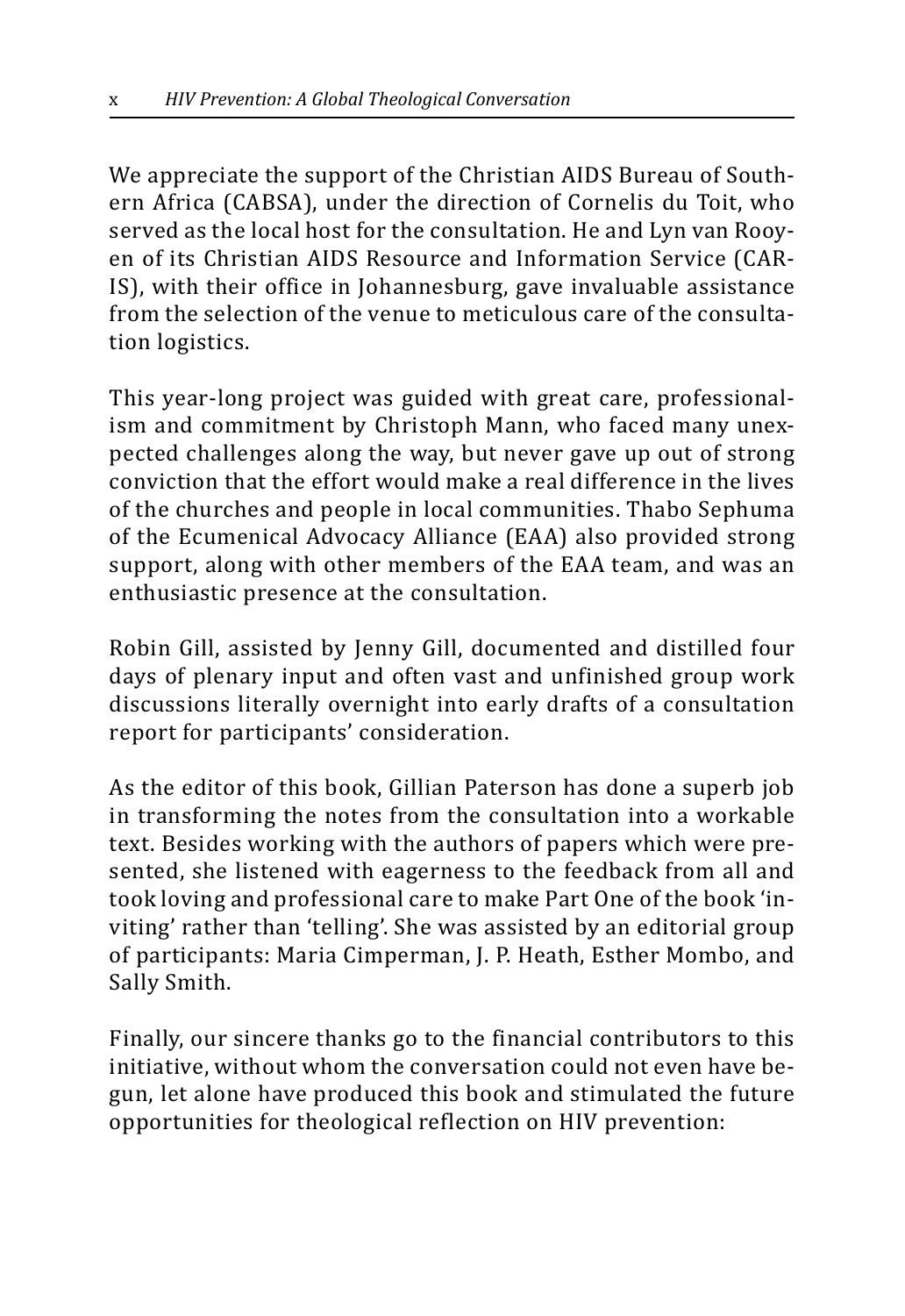We appreciate the support of the Christian AIDS Bureau of Southern Africa (CABSA), under the direction of Cornelis du Toit, who served as the local host for the consultation. He and Lyn van Rooyen of its Christian AIDS Resource and Information Service (CARIS), with their office in Johannesburg, gave invaluable assistance from the selection of the venue to meticulous care of the consultation logistics.

This year-long project was guided with great care, professionalism and commitment by Christoph Mann, who faced many unexpected challenges along the way, but never gave up out of strong conviction that the effort would make a real difference in the lives of the churches and people in local communities. Thabo Sephuma of the Ecumenical Advocacy Alliance (EAA) also provided strong support, along with other members of the EAA team, and was an enthusiastic presence at the consultation.

Robin Gill, assisted by Jenny Gill, documented and distilled four days of plenary input and often vast and unfinished group work discussions literally overnight into early drafts of a consultation report for participants' consideration.

As the editor of this book, Gillian Paterson has done a superb job in transforming the notes from the consultation into a workable text. Besides working with the authors of papers which were presented, she listened with eagerness to the feedback from all and took loving and professional care to make Part One of the book 'inviting' rather than 'telling'. She was assisted by an editorial group of participants: Maria Cimperman, J. P. Heath, Esther Mombo, and Sally Smith.

Finally, our sincere thanks go to the financial contributors to this initiative, without whom the conversation could not even have begun, let alone have produced this book and stimulated the future opportunities for theological reflection on HIV prevention: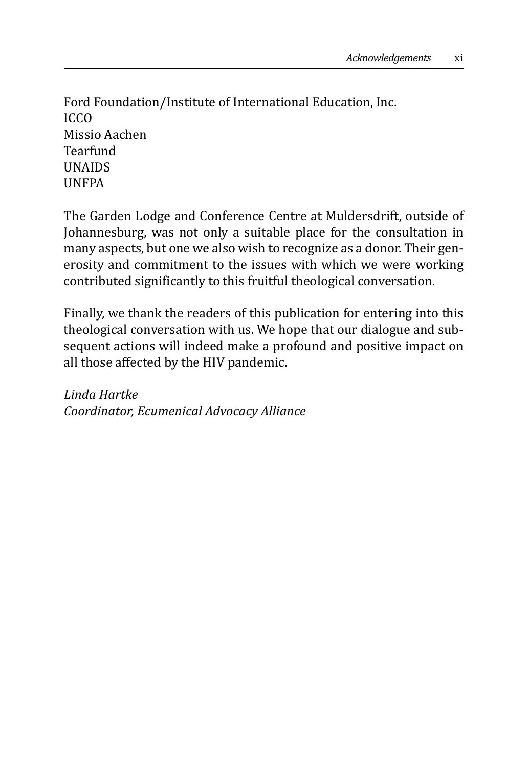Ford Foundation/Institute of International Education, Inc.  
ICCO  
Missio Aachen  
Tearfund  
UNAIDS  
UNFPA

The Garden Lodge and Conference Centre at Muldersdrift, outside of Johannesburg, was not only a suitable place for the consultation in many aspects, but one we also wish to recognize as a donor. Their generosity and commitment to the issues with which we were working contributed significantly to this fruitful theological conversation.

Finally, we thank the readers of this publication for entering into this theological conversation with us. We hope that our dialogue and subsequent actions will indeed make a profound and positive impact on all those affected by the HIV pandemic.

*Linda Hartke*  
*Coordinator, Ecumenical Advocacy Alliance*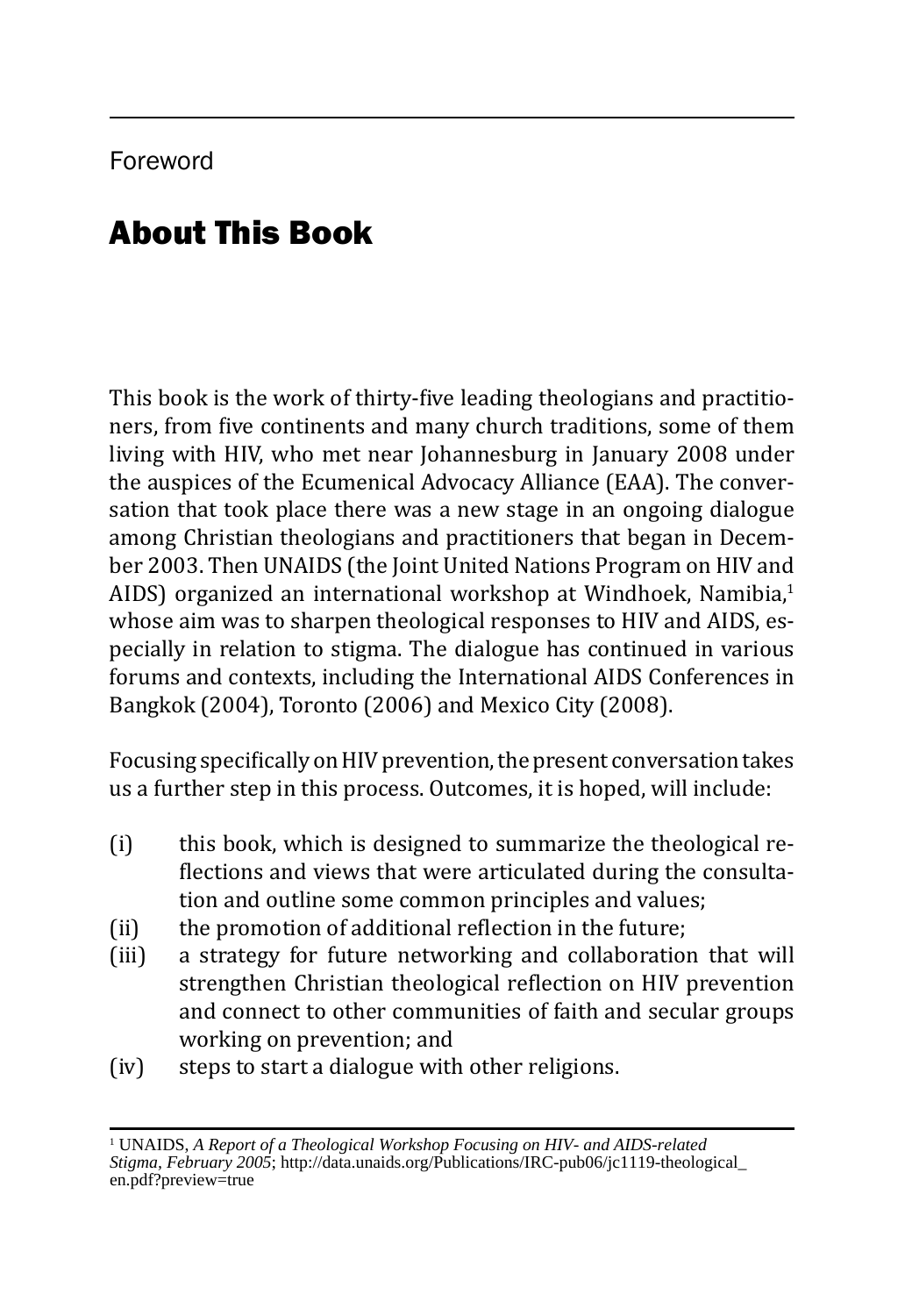Foreword

# About This Book

This book is the work of thirty-five leading theologians and practitioners, from five continents and many church traditions, some of them living with HIV, who met near Johannesburg in January 2008 under the auspices of the Ecumenical Advocacy Alliance (EAA). The conversation that took place there was a new stage in an ongoing dialogue among Christian theologians and practitioners that began in December 2003. Then UNAIDS (the Joint United Nations Program on HIV and AIDS) organized an international workshop at Windhoek, Namibia,[1] whose aim was to sharpen theological responses to HIV and AIDS, especially in relation to stigma. The dialogue has continued in various forums and contexts, including the International AIDS Conferences in Bangkok (2004), Toronto (2006) and Mexico City (2008).

Focusing specifically on HIV prevention, the present conversation takes us a further step in this process. Outcomes, it is hoped, will include:

(i) this book, which is designed to summarize the theological reflections and views that were articulated during the consultation and outline some common principles and values;
(ii) the promotion of additional reflection in the future;
(iii) a strategy for future networking and collaboration that will strengthen Christian theological reflection on HIV prevention and connect to other communities of faith and secular groups working on prevention; and
(iv) steps to start a dialogue with other religions.

---

[1] UNAIDS, *A Report of a Theological Workshop Focusing on HIV- and AIDS-related Stigma, February 2005*; http://data.unaids.org/Publications/IRC-pub06/jc1119-theological_en.pdf?preview=true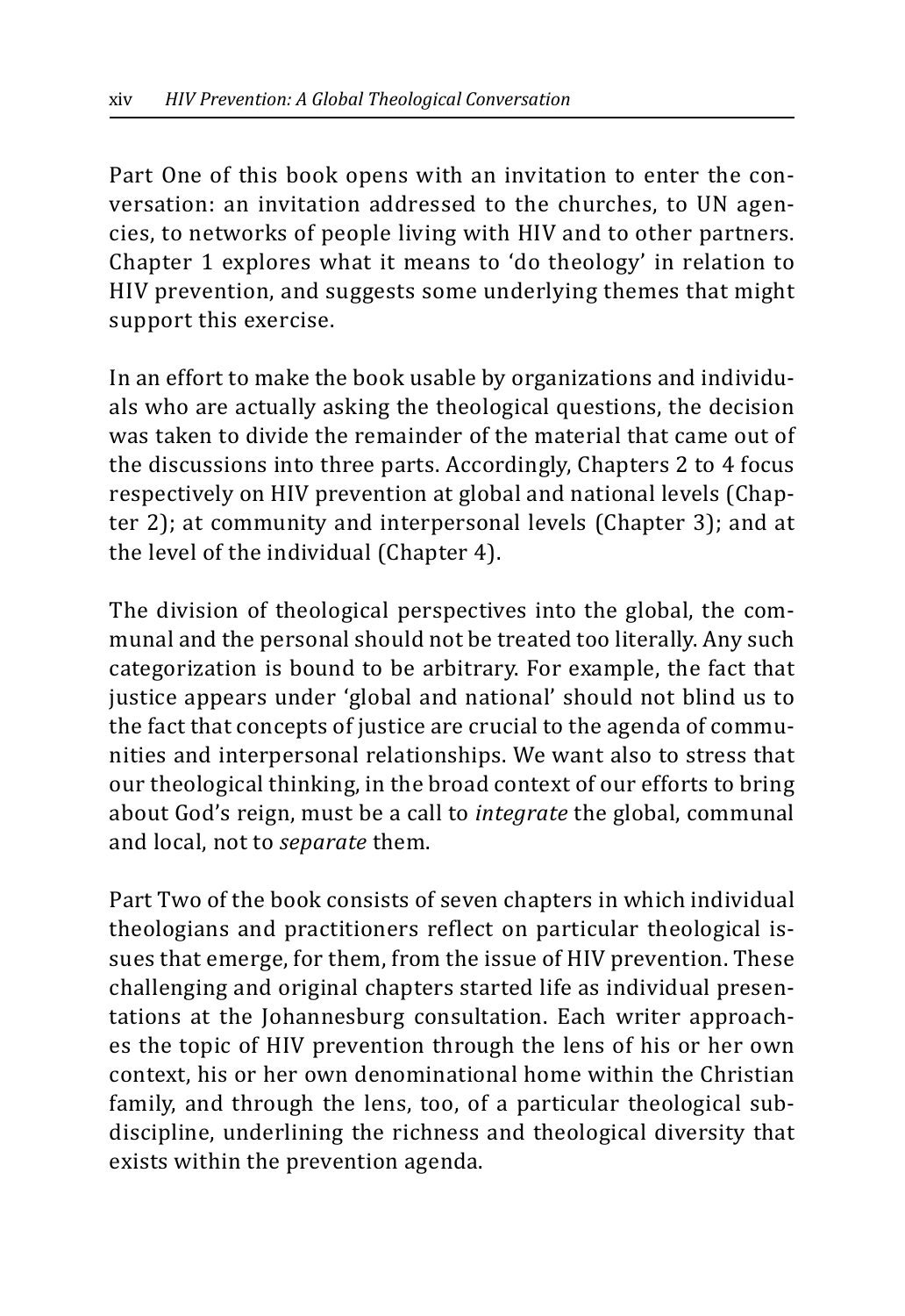Part One of this book opens with an invitation to enter the conversation: an invitation addressed to the churches, to UN agencies, to networks of people living with HIV and to other partners. Chapter 1 explores what it means to 'do theology' in relation to HIV prevention, and suggests some underlying themes that might support this exercise.

In an effort to make the book usable by organizations and individuals who are actually asking the theological questions, the decision was taken to divide the remainder of the material that came out of the discussions into three parts. Accordingly, Chapters 2 to 4 focus respectively on HIV prevention at global and national levels (Chapter 2); at community and interpersonal levels (Chapter 3); and at the level of the individual (Chapter 4).

The division of theological perspectives into the global, the communal and the personal should not be treated too literally. Any such categorization is bound to be arbitrary. For example, the fact that justice appears under 'global and national' should not blind us to the fact that concepts of justice are crucial to the agenda of communities and interpersonal relationships. We want also to stress that our theological thinking, in the broad context of our efforts to bring about God's reign, must be a call to *integrate* the global, communal and local, not to *separate* them.

Part Two of the book consists of seven chapters in which individual theologians and practitioners reflect on particular theological issues that emerge, for them, from the issue of HIV prevention. These challenging and original chapters started life as individual presentations at the Johannesburg consultation. Each writer approaches the topic of HIV prevention through the lens of his or her own context, his or her own denominational home within the Christian family, and through the lens, too, of a particular theological subdiscipline, underlining the richness and theological diversity that exists within the prevention agenda.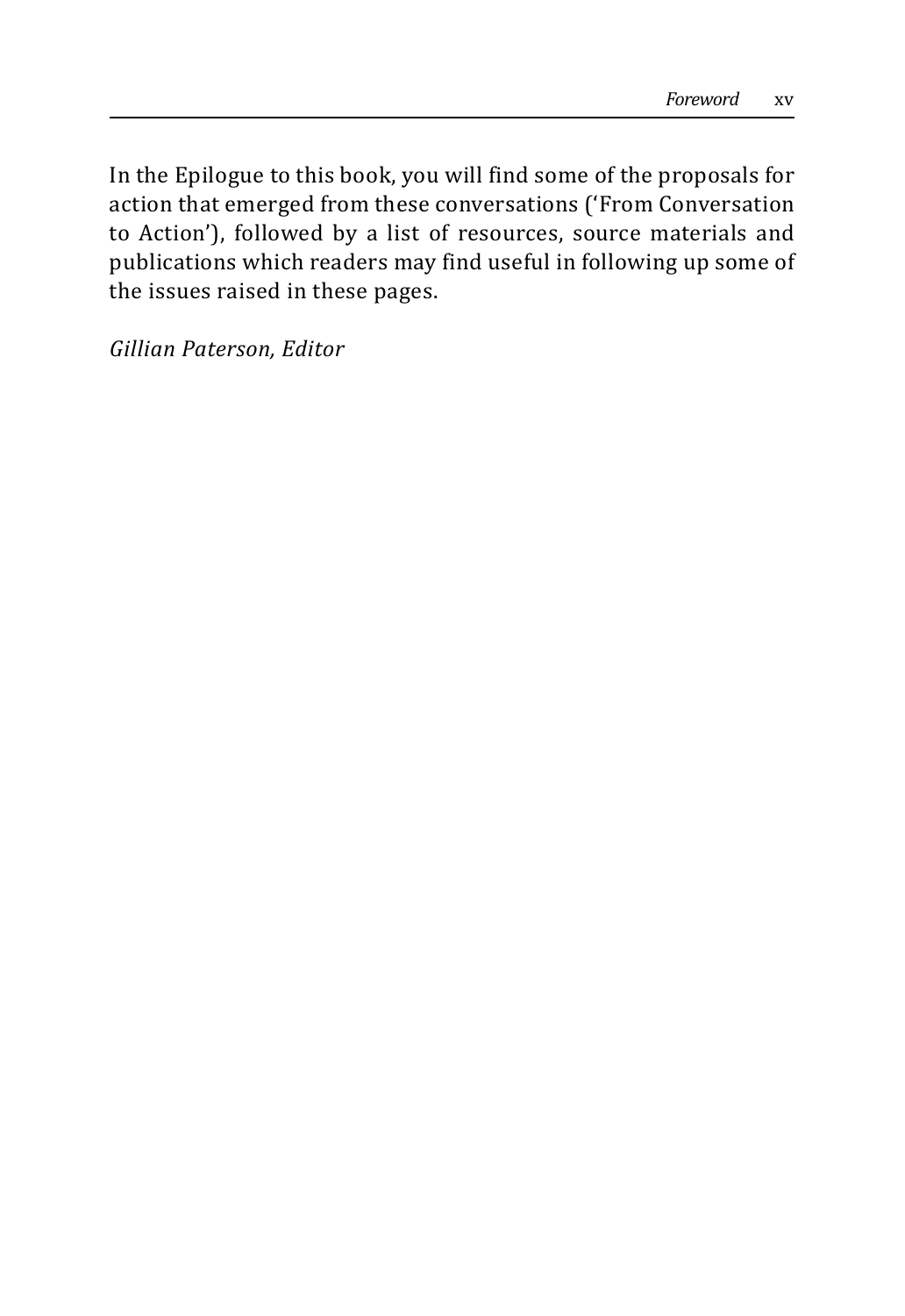In the Epilogue to this book, you will find some of the proposals for action that emerged from these conversations ('From Conversation to Action'), followed by a list of resources, source materials and publications which readers may find useful in following up some of the issues raised in these pages.

*Gillian Paterson, Editor*